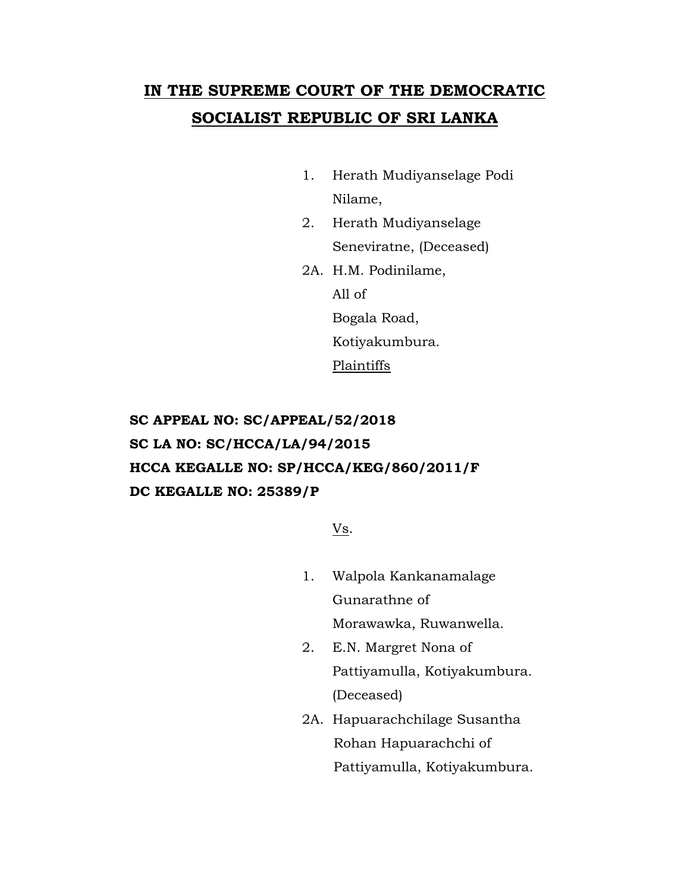# IN THE SUPREME COURT OF THE DEMOCRATIC SOCIALIST REPUBLIC OF SRI LANKA

1. Herath Mudiyanselage Podi Nilame,
2. Herath Mudiyanselage Seneviratne, (Deceased)

2A. H.M. Podinilame,
All of
Bogala Road,
Kotiyakumbura.
Plaintiffs

**SC APPEAL NO: SC/APPEAL/52/2018**
**SC LA NO: SC/HCCA/LA/94/2015**
**HCCA KEGALLE NO: SP/HCCA/KEG/860/2011/F**
**DC KEGALLE NO: 25389/P**

Vs.

1. Walpola Kankanamalage Gunarathne of Morawawka, Ruwanwella.
2. E.N. Margret Nona of Pattiyamulla, Kotiyakumbura. (Deceased)

2A. Hapuarachchilage Susantha Rohan Hapuarachchi of Pattiyamulla, Kotiyakumbura.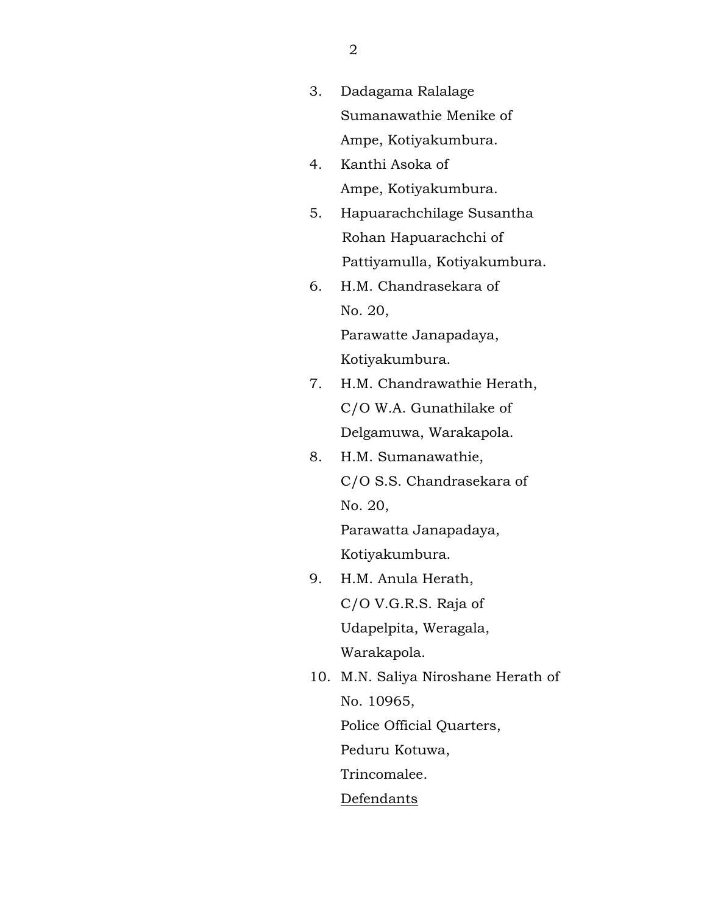3. Dadagama Ralalage
   Sumanawathie Menike of
   Ampe, Kotiyakumbura.
4. Kanthi Asoka of
   Ampe, Kotiyakumbura.
5. Hapuarachchilage Susantha
   Rohan Hapuarachchi of
   Pattiyamulla, Kotiyakumbura.
6. H.M. Chandrasekara of
   No. 20,
   Parawatte Janapadaya,
   Kotiyakumbura.
7. H.M. Chandrawathie Herath,
   C/O W.A. Gunathilake of
   Delgamuwa, Warakapola.
8. H.M. Sumanawathie,
   C/O S.S. Chandrasekara of
   No. 20,
   Parawatta Janapadaya,
   Kotiyakumbura.
9. H.M. Anula Herath,
   C/O V.G.R.S. Raja of
   Udapelpita, Weragala,
   Warakapola.
10. M.N. Saliya Niroshane Herath of
    No. 10965,
    Police Official Quarters,
    Peduru Kotuwa,
    Trincomalee.

    <u>Defendants</u>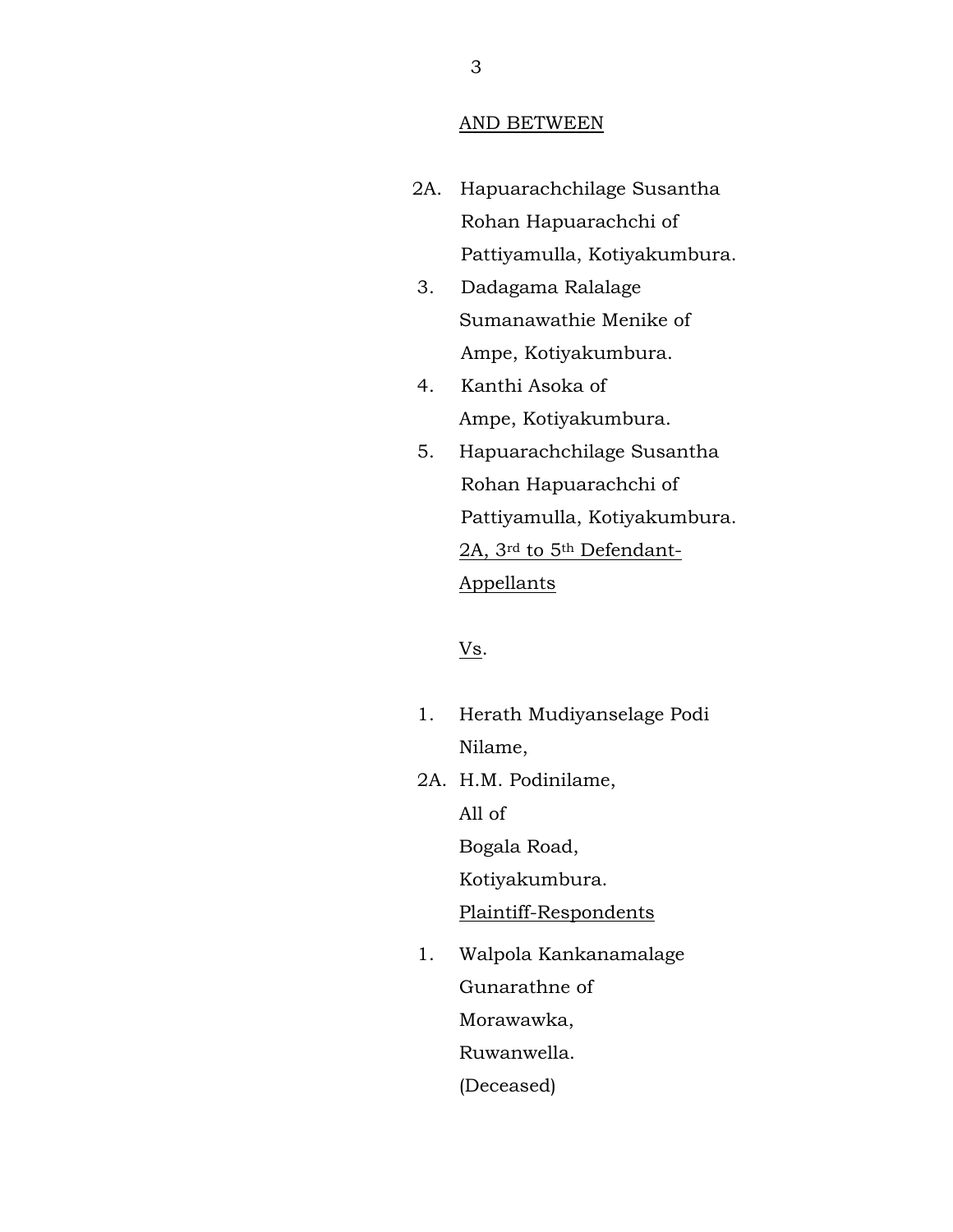AND BETWEEN

2A. Hapuarachchilage Susantha Rohan Hapuarachchi of Pattiyamulla, Kotiyakumbura.

3. Dadagama Ralalage Sumanawathie Menike of Ampe, Kotiyakumbura.

4. Kanthi Asoka of Ampe, Kotiyakumbura.

5. Hapuarachchilage Susantha Rohan Hapuarachchi of Pattiyamulla, Kotiyakumbura.

2A, 3rd to 5th Defendant-Appellants

Vs.

1. Herath Mudiyanselage Podi Nilame,

2A. H.M. Podinilame,
All of
Bogala Road,
Kotiyakumbura.

Plaintiff-Respondents

1. Walpola Kankanamalage Gunarathne of Morawawka, Ruwanwella.
(Deceased)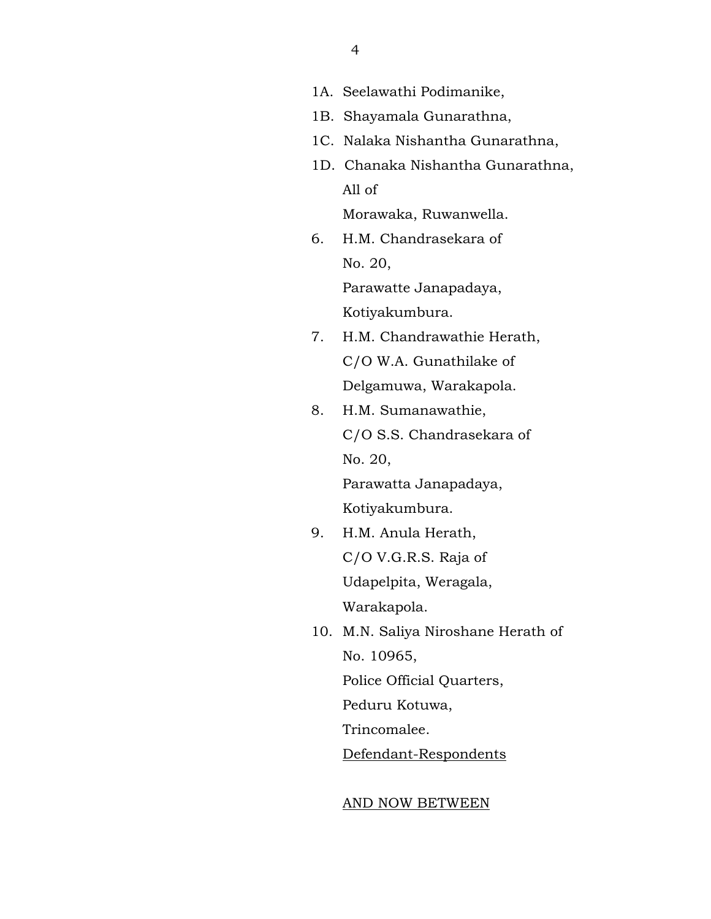1A. Seelawathi Podimanike,

1B. Shayamala Gunarathna,

1C. Nalaka Nishantha Gunarathna,

1D. Chanaka Nishantha Gunarathna,
All of
Morawaka, Ruwanwella.

6. H.M. Chandrasekara of
No. 20,
Parawatte Janapadaya,
Kotiyakumbura.

7. H.M. Chandrawathie Herath,
C/O W.A. Gunathilake of
Delgamuwa, Warakapola.

8. H.M. Sumanawathie,
C/O S.S. Chandrasekara of
No. 20,
Parawatta Janapadaya,
Kotiyakumbura.

9. H.M. Anula Herath,
C/O V.G.R.S. Raja of
Udapelpita, Weragala,
Warakapola.

10. M.N. Saliya Niroshane Herath of
No. 10965,
Police Official Quarters,
Peduru Kotuwa,
Trincomalee.
<u>Defendant-Respondents</u>

<u>AND NOW BETWEEN</u>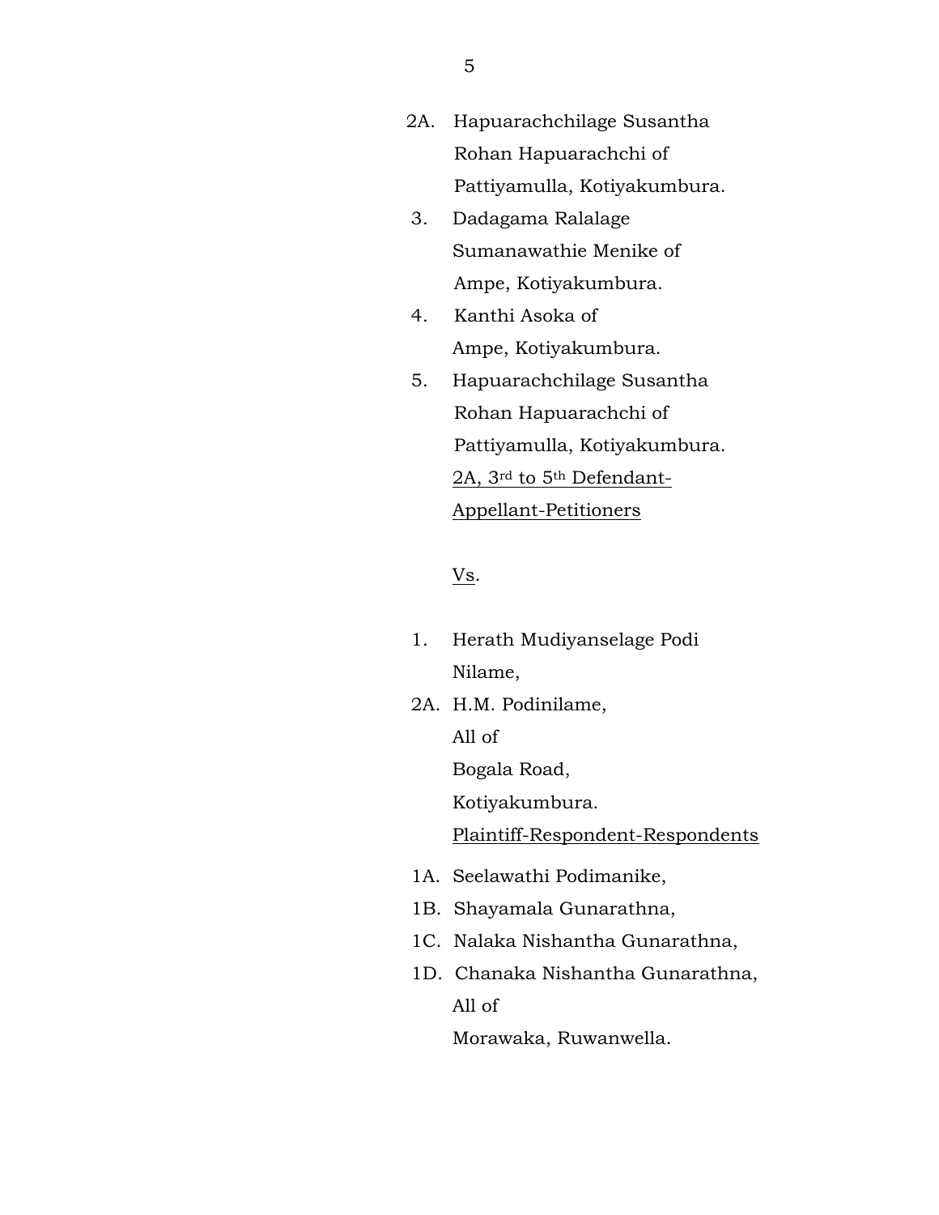2A. Hapuarachchilage Susantha
Rohan Hapuarachchi of
Pattiyamulla, Kotiyakumbura.

3. Dadagama Ralalage
Sumanawathie Menike of
Ampe, Kotiyakumbura.

4. Kanthi Asoka of
Ampe, Kotiyakumbura.

5. Hapuarachchilage Susantha
Rohan Hapuarachchi of
Pattiyamulla, Kotiyakumbura.

<u>2A, 3rd to 5th Defendant-Appellant-Petitioners</u>

<u>Vs</u>.

1. Herath Mudiyanselage Podi
Nilame,

2A. H.M. Podinilame,
All of
Bogala Road,
Kotiyakumbura.

<u>Plaintiff-Respondent-Respondents</u>

1A. Seelawathi Podimanike,

1B. Shayamala Gunarathna,

1C. Nalaka Nishantha Gunarathna,

1D. Chanaka Nishantha Gunarathna,
All of
Morawaka, Ruwanwella.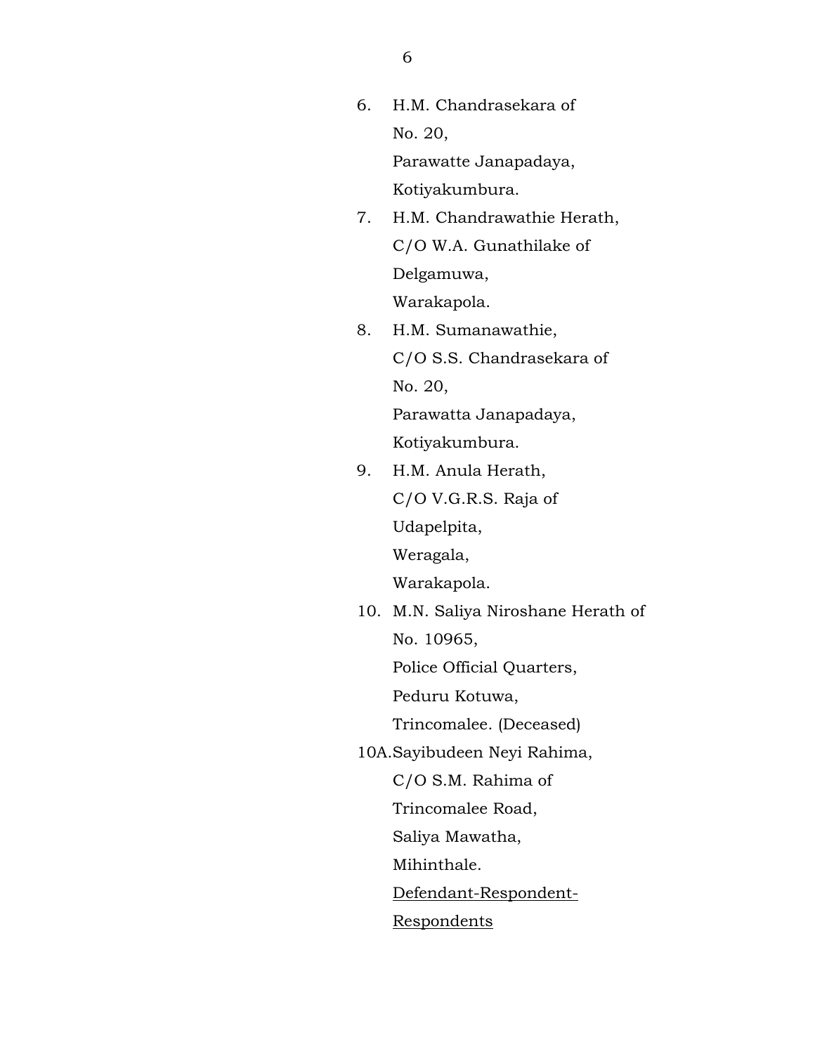6. H.M. Chandrasekara of
   No. 20,
   Parawatte Janapadaya,
   Kotiyakumbura.
7. H.M. Chandrawathie Herath,
   C/O W.A. Gunathilake of
   Delgamuwa,
   Warakapola.
8. H.M. Sumanawathie,
   C/O S.S. Chandrasekara of
   No. 20,
   Parawatta Janapadaya,
   Kotiyakumbura.
9. H.M. Anula Herath,
   C/O V.G.R.S. Raja of
   Udapelpita,
   Weragala,
   Warakapola.
10. M.N. Saliya Niroshane Herath of
    No. 10965,
    Police Official Quarters,
    Peduru Kotuwa,
    Trincomalee. (Deceased)

10A. Sayibudeen Neyi Rahima,
     C/O S.M. Rahima of
     Trincomalee Road,
     Saliya Mawatha,
     Mihinthale.
     <u>Defendant-Respondent-Respondents</u>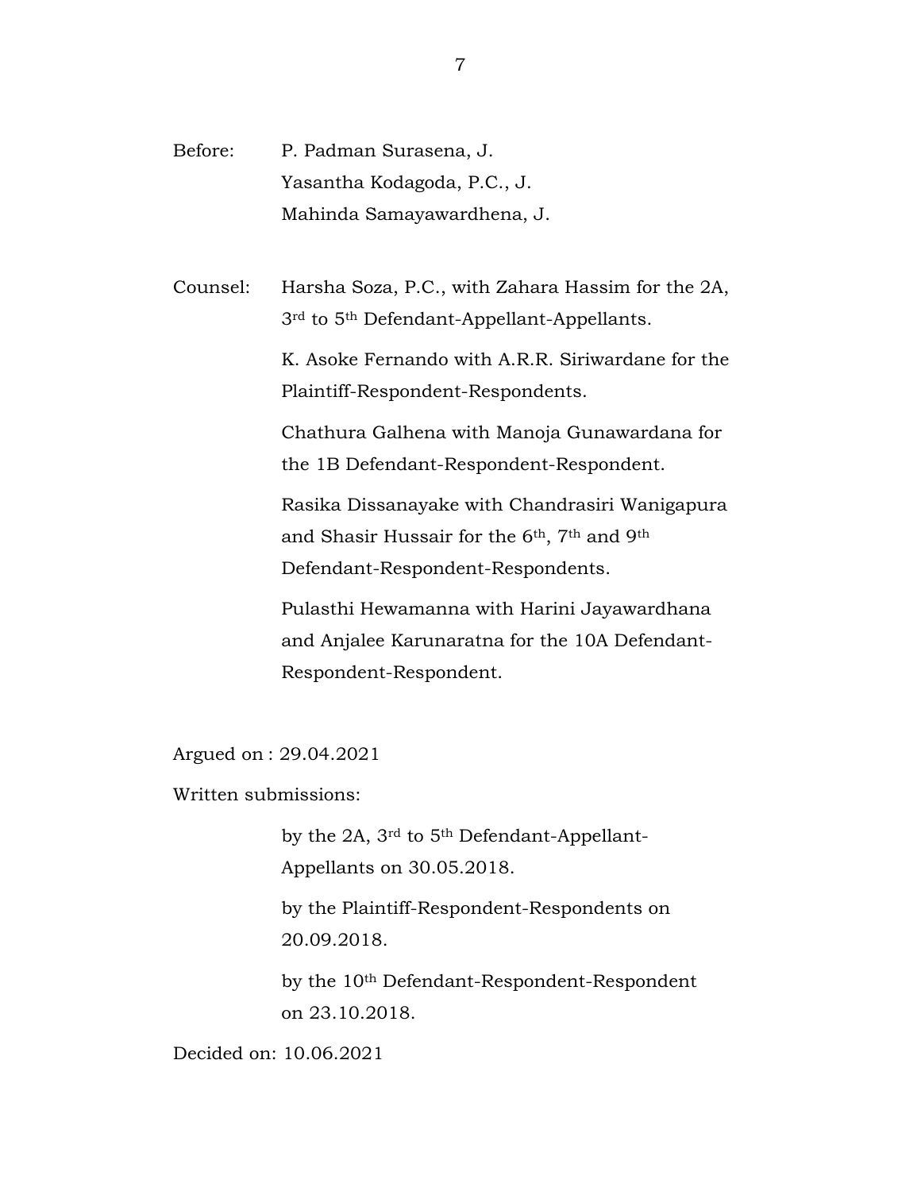Before: P. Padman Surasena, J.
Yasantha Kodagoda, P.C., J.
Mahinda Samayawardhena, J.

Counsel: Harsha Soza, P.C., with Zahara Hassim for the 2A, 3rd to 5th Defendant-Appellant-Appellants.

K. Asoke Fernando with A.R.R. Siriwardane for the Plaintiff-Respondent-Respondents.

Chathura Galhena with Manoja Gunawardana for the 1B Defendant-Respondent-Respondent.

Rasika Dissanayake with Chandrasiri Wanigapura and Shasir Hussair for the 6th, 7th and 9th Defendant-Respondent-Respondents.

Pulasthi Hewamanna with Harini Jayawardhana and Anjalee Karunaratna for the 10A Defendant-Respondent-Respondent.

Argued on : 29.04.2021

Written submissions:

by the 2A, 3rd to 5th Defendant-Appellant-Appellants on 30.05.2018.

by the Plaintiff-Respondent-Respondents on 20.09.2018.

by the 10th Defendant-Respondent-Respondent on 23.10.2018.

Decided on: 10.06.2021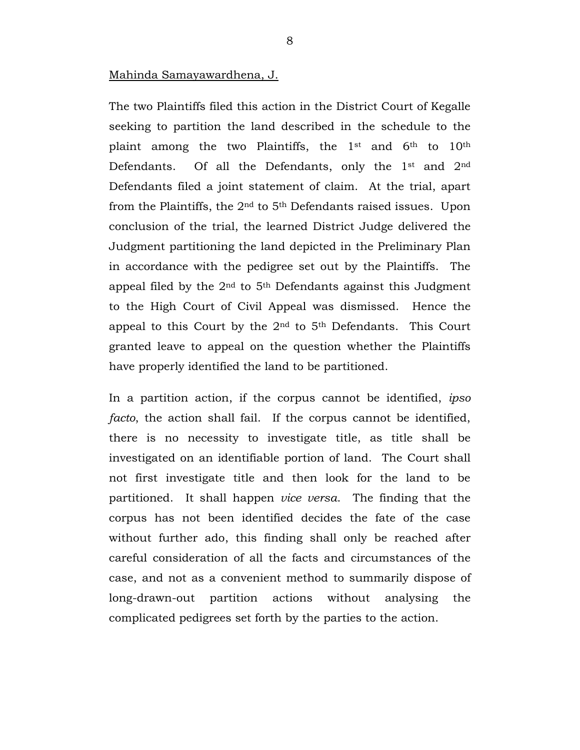Mahinda Samayawardhena, J.

The two Plaintiffs filed this action in the District Court of Kegalle seeking to partition the land described in the schedule to the plaint among the two Plaintiffs, the 1st and 6th to 10th Defendants. Of all the Defendants, only the 1st and 2nd Defendants filed a joint statement of claim. At the trial, apart from the Plaintiffs, the 2nd to 5th Defendants raised issues. Upon conclusion of the trial, the learned District Judge delivered the Judgment partitioning the land depicted in the Preliminary Plan in accordance with the pedigree set out by the Plaintiffs. The appeal filed by the 2nd to 5th Defendants against this Judgment to the High Court of Civil Appeal was dismissed. Hence the appeal to this Court by the 2nd to 5th Defendants. This Court granted leave to appeal on the question whether the Plaintiffs have properly identified the land to be partitioned.

In a partition action, if the corpus cannot be identified, *ipso facto*, the action shall fail. If the corpus cannot be identified, there is no necessity to investigate title, as title shall be investigated on an identifiable portion of land. The Court shall not first investigate title and then look for the land to be partitioned. It shall happen *vice versa*. The finding that the corpus has not been identified decides the fate of the case without further ado, this finding shall only be reached after careful consideration of all the facts and circumstances of the case, and not as a convenient method to summarily dispose of long-drawn-out partition actions without analysing the complicated pedigrees set forth by the parties to the action.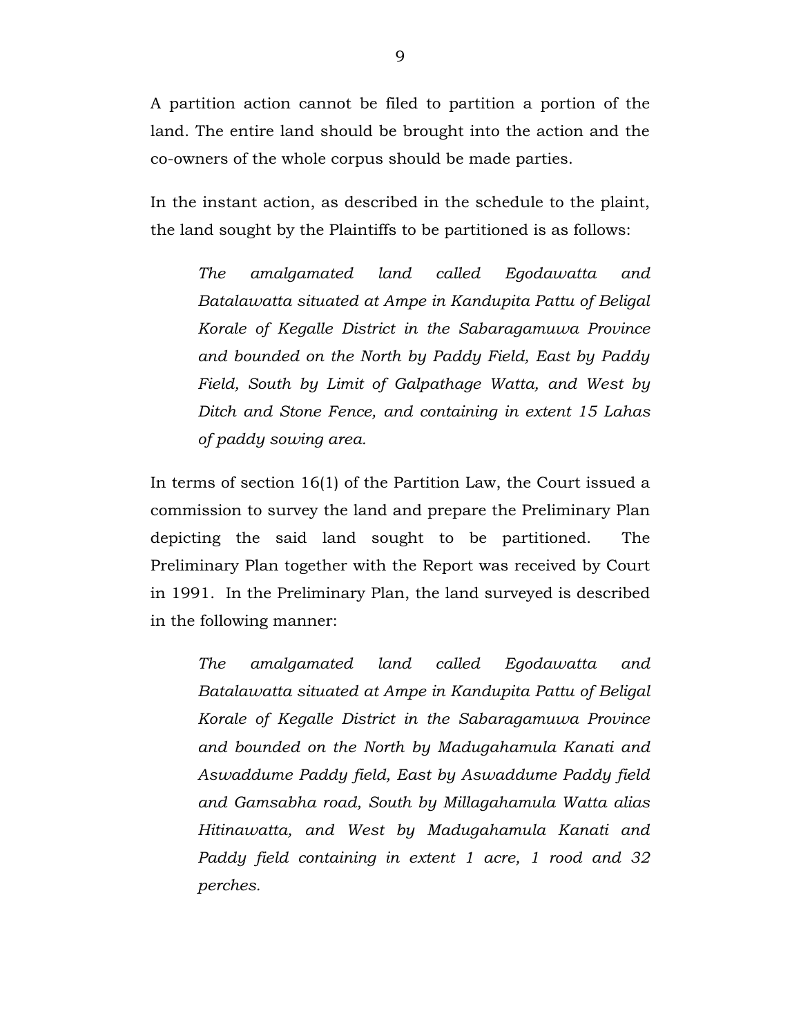A partition action cannot be filed to partition a portion of the land. The entire land should be brought into the action and the co-owners of the whole corpus should be made parties.

In the instant action, as described in the schedule to the plaint, the land sought by the Plaintiffs to be partitioned is as follows:

> *The amalgamated land called Egodawatta and Batalawatta situated at Ampe in Kandupita Pattu of Beligal Korale of Kegalle District in the Sabaragamuwa Province and bounded on the North by Paddy Field, East by Paddy Field, South by Limit of Galpathage Watta, and West by Ditch and Stone Fence, and containing in extent 15 Lahas of paddy sowing area.*

In terms of section 16(1) of the Partition Law, the Court issued a commission to survey the land and prepare the Preliminary Plan depicting the said land sought to be partitioned. The Preliminary Plan together with the Report was received by Court in 1991. In the Preliminary Plan, the land surveyed is described in the following manner:

> *The amalgamated land called Egodawatta and Batalawatta situated at Ampe in Kandupita Pattu of Beligal Korale of Kegalle District in the Sabaragamuwa Province and bounded on the North by Madugahamula Kanati and Aswaddume Paddy field, East by Aswaddume Paddy field and Gamsabha road, South by Millagahamula Watta alias Hitinawatta, and West by Madugahamula Kanati and Paddy field containing in extent 1 acre, 1 rood and 32 perches.*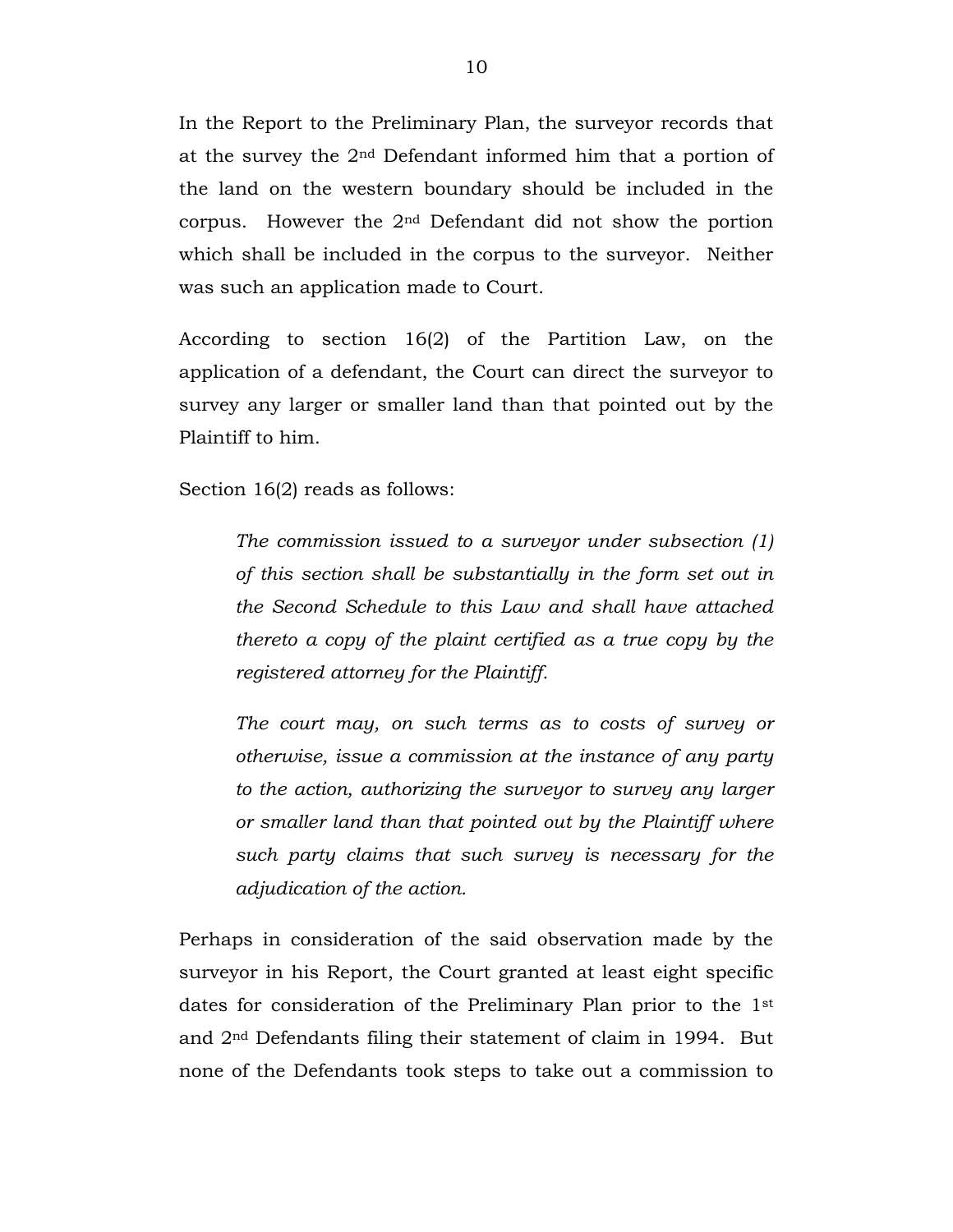In the Report to the Preliminary Plan, the surveyor records that at the survey the 2nd Defendant informed him that a portion of the land on the western boundary should be included in the corpus. However the 2nd Defendant did not show the portion which shall be included in the corpus to the surveyor. Neither was such an application made to Court.

According to section 16(2) of the Partition Law, on the application of a defendant, the Court can direct the surveyor to survey any larger or smaller land than that pointed out by the Plaintiff to him.

Section 16(2) reads as follows:

> *The commission issued to a surveyor under subsection (1) of this section shall be substantially in the form set out in the Second Schedule to this Law and shall have attached thereto a copy of the plaint certified as a true copy by the registered attorney for the Plaintiff.*
>
> *The court may, on such terms as to costs of survey or otherwise, issue a commission at the instance of any party to the action, authorizing the surveyor to survey any larger or smaller land than that pointed out by the Plaintiff where such party claims that such survey is necessary for the adjudication of the action.*

Perhaps in consideration of the said observation made by the surveyor in his Report, the Court granted at least eight specific dates for consideration of the Preliminary Plan prior to the 1st and 2nd Defendants filing their statement of claim in 1994. But none of the Defendants took steps to take out a commission to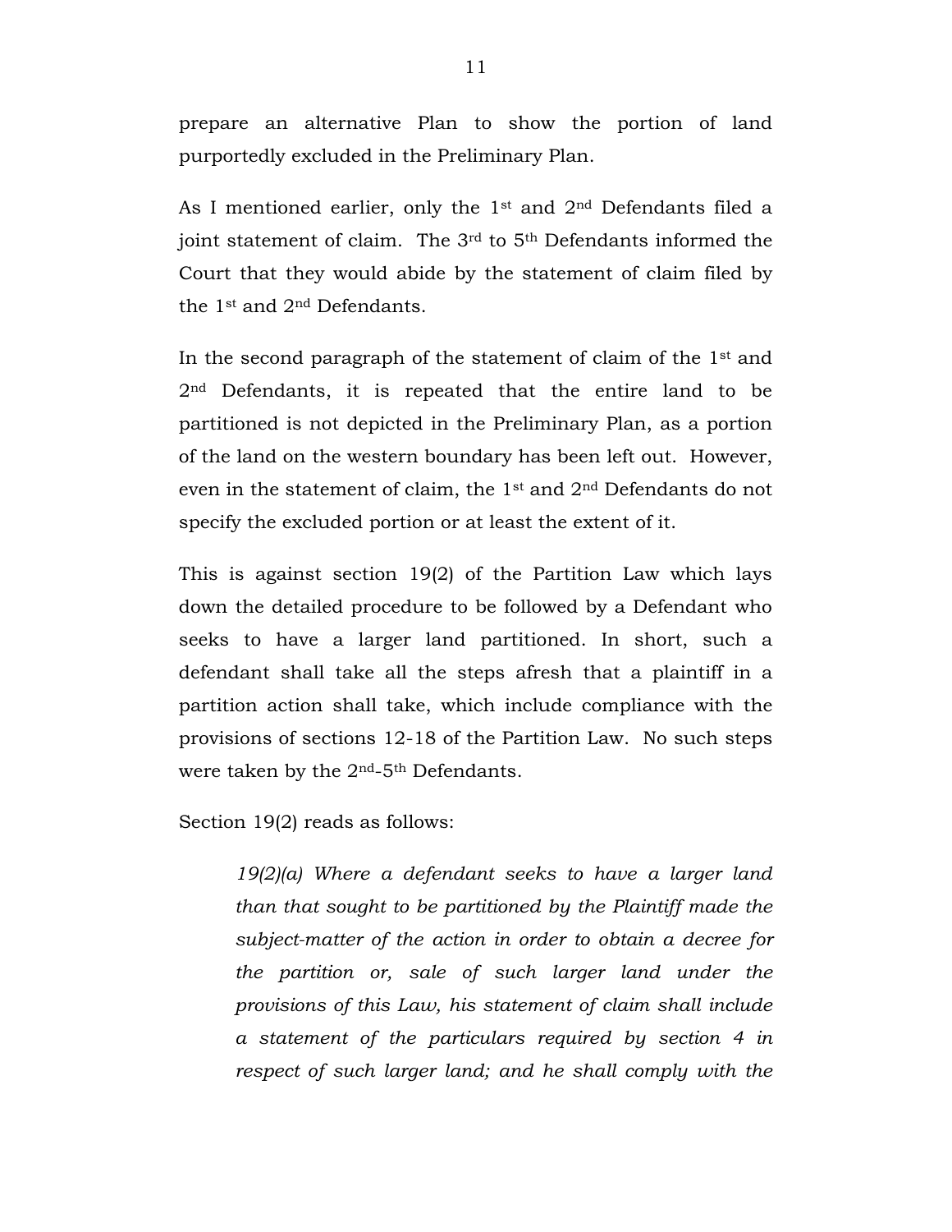prepare an alternative Plan to show the portion of land purportedly excluded in the Preliminary Plan.

As I mentioned earlier, only the 1st and 2nd Defendants filed a joint statement of claim. The 3rd to 5th Defendants informed the Court that they would abide by the statement of claim filed by the 1st and 2nd Defendants.

In the second paragraph of the statement of claim of the 1st and 2nd Defendants, it is repeated that the entire land to be partitioned is not depicted in the Preliminary Plan, as a portion of the land on the western boundary has been left out. However, even in the statement of claim, the 1st and 2nd Defendants do not specify the excluded portion or at least the extent of it.

This is against section 19(2) of the Partition Law which lays down the detailed procedure to be followed by a Defendant who seeks to have a larger land partitioned. In short, such a defendant shall take all the steps afresh that a plaintiff in a partition action shall take, which include compliance with the provisions of sections 12-18 of the Partition Law. No such steps were taken by the 2nd-5th Defendants.

Section 19(2) reads as follows:

> *19(2)(a) Where a defendant seeks to have a larger land than that sought to be partitioned by the Plaintiff made the subject-matter of the action in order to obtain a decree for the partition or, sale of such larger land under the provisions of this Law, his statement of claim shall include a statement of the particulars required by section 4 in respect of such larger land; and he shall comply with the*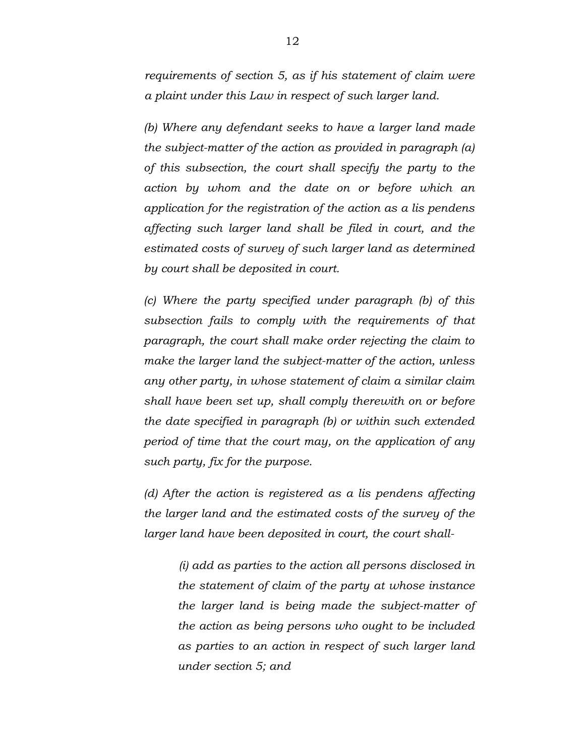*requirements of section 5, as if his statement of claim were a plaint under this Law in respect of such larger land.*

*(b) Where any defendant seeks to have a larger land made the subject-matter of the action as provided in paragraph (a) of this subsection, the court shall specify the party to the action by whom and the date on or before which an application for the registration of the action as a lis pendens affecting such larger land shall be filed in court, and the estimated costs of survey of such larger land as determined by court shall be deposited in court.*

*(c) Where the party specified under paragraph (b) of this subsection fails to comply with the requirements of that paragraph, the court shall make order rejecting the claim to make the larger land the subject-matter of the action, unless any other party, in whose statement of claim a similar claim shall have been set up, shall comply therewith on or before the date specified in paragraph (b) or within such extended period of time that the court may, on the application of any such party, fix for the purpose.*

*(d) After the action is registered as a lis pendens affecting the larger land and the estimated costs of the survey of the larger land have been deposited in court, the court shall-*

> *(i) add as parties to the action all persons disclosed in the statement of claim of the party at whose instance the larger land is being made the subject-matter of the action as being persons who ought to be included as parties to an action in respect of such larger land under section 5; and*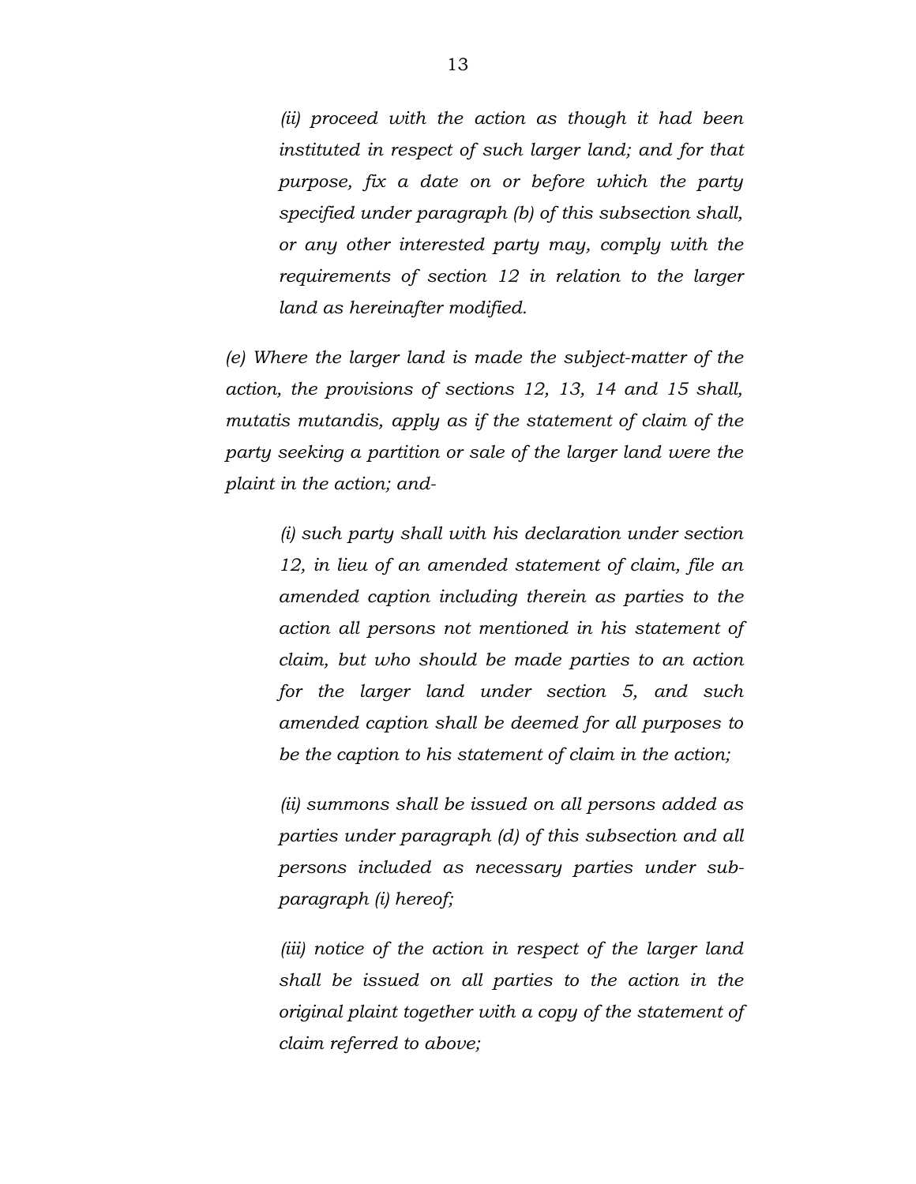*(ii) proceed with the action as though it had been instituted in respect of such larger land; and for that purpose, fix a date on or before which the party specified under paragraph (b) of this subsection shall, or any other interested party may, comply with the requirements of section 12 in relation to the larger land as hereinafter modified.*

*(e) Where the larger land is made the subject-matter of the action, the provisions of sections 12, 13, 14 and 15 shall, mutatis mutandis, apply as if the statement of claim of the party seeking a partition or sale of the larger land were the plaint in the action; and-*

*(i) such party shall with his declaration under section 12, in lieu of an amended statement of claim, file an amended caption including therein as parties to the action all persons not mentioned in his statement of claim, but who should be made parties to an action for the larger land under section 5, and such amended caption shall be deemed for all purposes to be the caption to his statement of claim in the action;*

*(ii) summons shall be issued on all persons added as parties under paragraph (d) of this subsection and all persons included as necessary parties under sub-paragraph (i) hereof;*

*(iii) notice of the action in respect of the larger land shall be issued on all parties to the action in the original plaint together with a copy of the statement of claim referred to above;*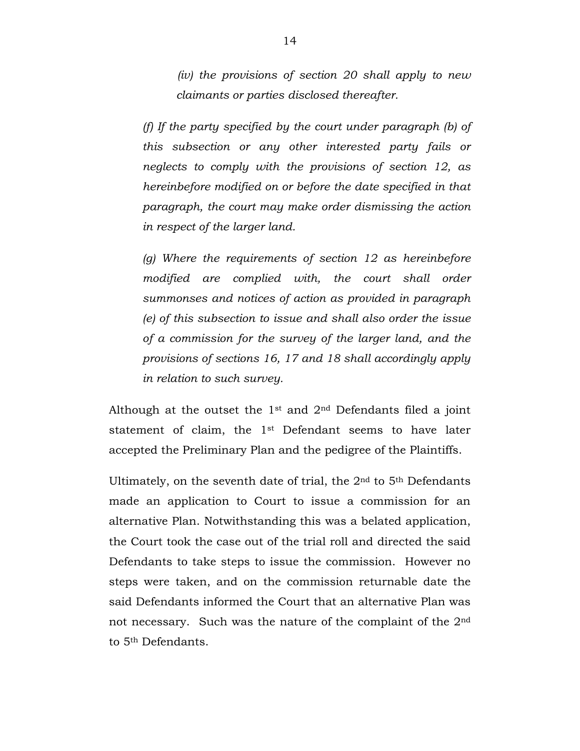*(iv) the provisions of section 20 shall apply to new claimants or parties disclosed thereafter.*

*(f) If the party specified by the court under paragraph (b) of this subsection or any other interested party fails or neglects to comply with the provisions of section 12, as hereinbefore modified on or before the date specified in that paragraph, the court may make order dismissing the action in respect of the larger land.*

*(g) Where the requirements of section 12 as hereinbefore modified are complied with, the court shall order summonses and notices of action as provided in paragraph (e) of this subsection to issue and shall also order the issue of a commission for the survey of the larger land, and the provisions of sections 16, 17 and 18 shall accordingly apply in relation to such survey.*

Although at the outset the 1st and 2nd Defendants filed a joint statement of claim, the 1st Defendant seems to have later accepted the Preliminary Plan and the pedigree of the Plaintiffs.

Ultimately, on the seventh date of trial, the 2nd to 5th Defendants made an application to Court to issue a commission for an alternative Plan. Notwithstanding this was a belated application, the Court took the case out of the trial roll and directed the said Defendants to take steps to issue the commission. However no steps were taken, and on the commission returnable date the said Defendants informed the Court that an alternative Plan was not necessary. Such was the nature of the complaint of the 2nd to 5th Defendants.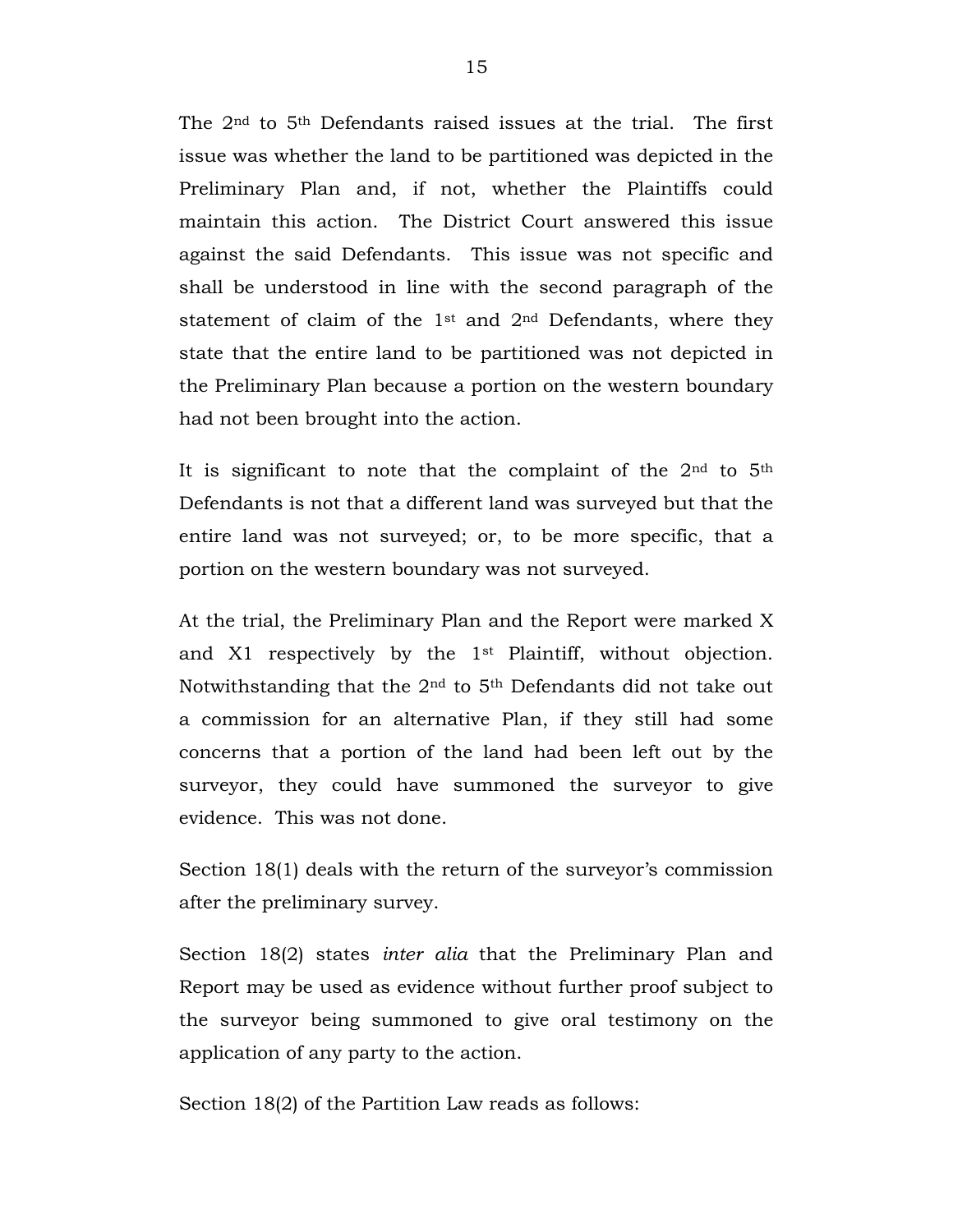The 2nd to 5th Defendants raised issues at the trial. The first issue was whether the land to be partitioned was depicted in the Preliminary Plan and, if not, whether the Plaintiffs could maintain this action. The District Court answered this issue against the said Defendants. This issue was not specific and shall be understood in line with the second paragraph of the statement of claim of the 1st and 2nd Defendants, where they state that the entire land to be partitioned was not depicted in the Preliminary Plan because a portion on the western boundary had not been brought into the action.

It is significant to note that the complaint of the 2nd to 5th Defendants is not that a different land was surveyed but that the entire land was not surveyed; or, to be more specific, that a portion on the western boundary was not surveyed.

At the trial, the Preliminary Plan and the Report were marked X and X1 respectively by the 1st Plaintiff, without objection. Notwithstanding that the 2nd to 5th Defendants did not take out a commission for an alternative Plan, if they still had some concerns that a portion of the land had been left out by the surveyor, they could have summoned the surveyor to give evidence. This was not done.

Section 18(1) deals with the return of the surveyor's commission after the preliminary survey.

Section 18(2) states *inter alia* that the Preliminary Plan and Report may be used as evidence without further proof subject to the surveyor being summoned to give oral testimony on the application of any party to the action.

Section 18(2) of the Partition Law reads as follows: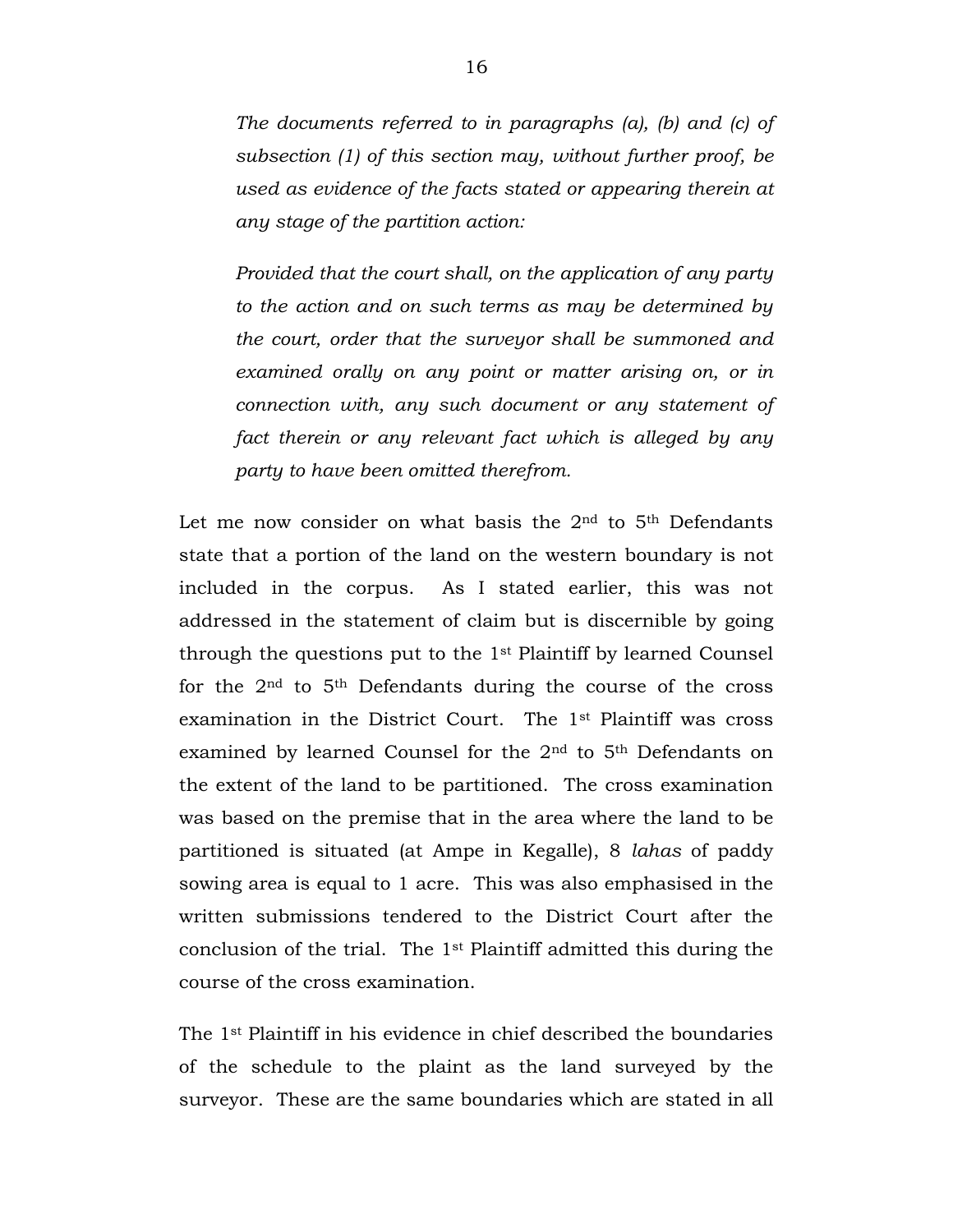*The documents referred to in paragraphs (a), (b) and (c) of subsection (1) of this section may, without further proof, be used as evidence of the facts stated or appearing therein at any stage of the partition action:*

*Provided that the court shall, on the application of any party to the action and on such terms as may be determined by the court, order that the surveyor shall be summoned and examined orally on any point or matter arising on, or in connection with, any such document or any statement of fact therein or any relevant fact which is alleged by any party to have been omitted therefrom.*

Let me now consider on what basis the 2nd to 5th Defendants state that a portion of the land on the western boundary is not included in the corpus. As I stated earlier, this was not addressed in the statement of claim but is discernible by going through the questions put to the 1st Plaintiff by learned Counsel for the 2nd to 5th Defendants during the course of the cross examination in the District Court. The 1st Plaintiff was cross examined by learned Counsel for the 2nd to 5th Defendants on the extent of the land to be partitioned. The cross examination was based on the premise that in the area where the land to be partitioned is situated (at Ampe in Kegalle), 8 *lahas* of paddy sowing area is equal to 1 acre. This was also emphasised in the written submissions tendered to the District Court after the conclusion of the trial. The 1st Plaintiff admitted this during the course of the cross examination.

The 1st Plaintiff in his evidence in chief described the boundaries of the schedule to the plaint as the land surveyed by the surveyor. These are the same boundaries which are stated in all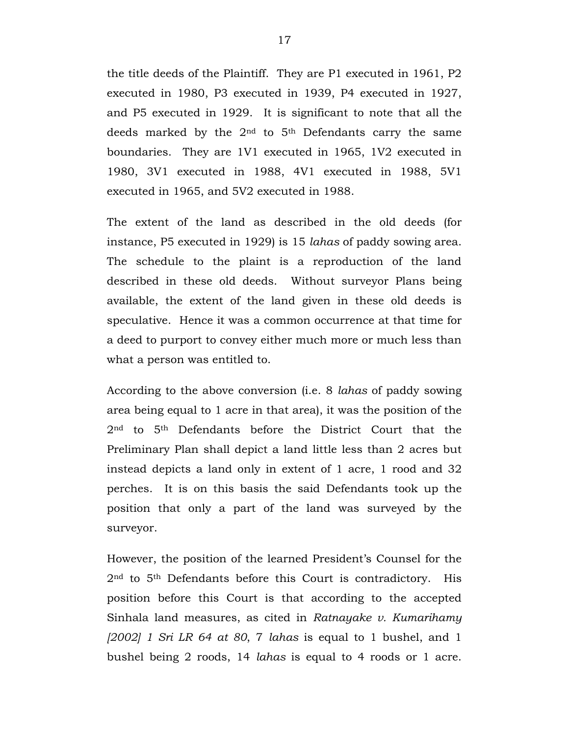the title deeds of the Plaintiff. They are P1 executed in 1961, P2 executed in 1980, P3 executed in 1939, P4 executed in 1927, and P5 executed in 1929. It is significant to note that all the deeds marked by the 2nd to 5th Defendants carry the same boundaries. They are 1V1 executed in 1965, 1V2 executed in 1980, 3V1 executed in 1988, 4V1 executed in 1988, 5V1 executed in 1965, and 5V2 executed in 1988.

The extent of the land as described in the old deeds (for instance, P5 executed in 1929) is 15 *lahas* of paddy sowing area. The schedule to the plaint is a reproduction of the land described in these old deeds. Without surveyor Plans being available, the extent of the land given in these old deeds is speculative. Hence it was a common occurrence at that time for a deed to purport to convey either much more or much less than what a person was entitled to.

According to the above conversion (i.e. 8 *lahas* of paddy sowing area being equal to 1 acre in that area), it was the position of the 2nd to 5th Defendants before the District Court that the Preliminary Plan shall depict a land little less than 2 acres but instead depicts a land only in extent of 1 acre, 1 rood and 32 perches. It is on this basis the said Defendants took up the position that only a part of the land was surveyed by the surveyor.

However, the position of the learned President's Counsel for the 2nd to 5th Defendants before this Court is contradictory. His position before this Court is that according to the accepted Sinhala land measures, as cited in *Ratnayake v. Kumarihamy [2002] 1 Sri LR 64 at 80*, 7 *lahas* is equal to 1 bushel, and 1 bushel being 2 roods, 14 *lahas* is equal to 4 roods or 1 acre.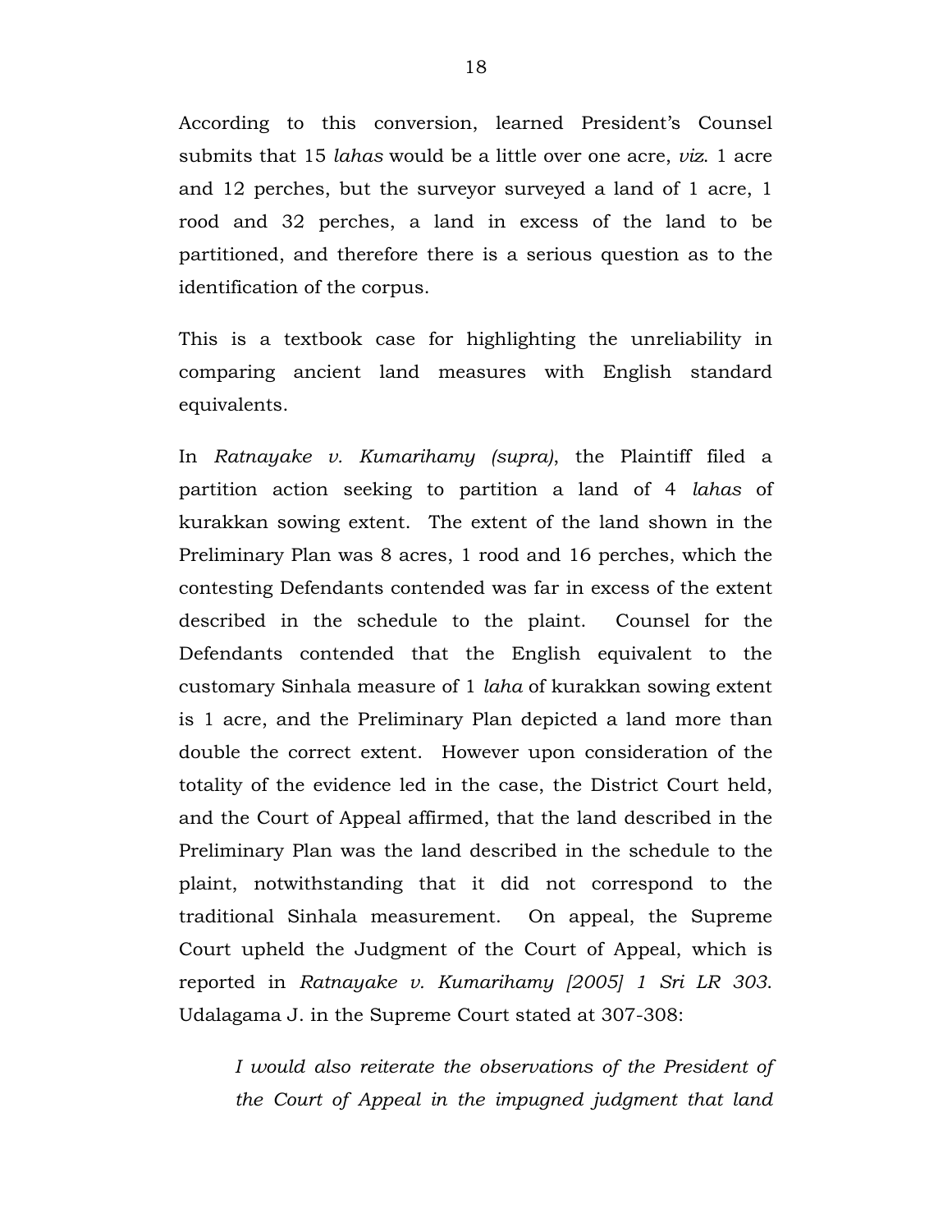According to this conversion, learned President's Counsel submits that 15 *lahas* would be a little over one acre, *viz*. 1 acre and 12 perches, but the surveyor surveyed a land of 1 acre, 1 rood and 32 perches, a land in excess of the land to be partitioned, and therefore there is a serious question as to the identification of the corpus.

This is a textbook case for highlighting the unreliability in comparing ancient land measures with English standard equivalents.

In *Ratnayake v. Kumarihamy (supra)*, the Plaintiff filed a partition action seeking to partition a land of 4 *lahas* of kurakkan sowing extent. The extent of the land shown in the Preliminary Plan was 8 acres, 1 rood and 16 perches, which the contesting Defendants contended was far in excess of the extent described in the schedule to the plaint. Counsel for the Defendants contended that the English equivalent to the customary Sinhala measure of 1 *laha* of kurakkan sowing extent is 1 acre, and the Preliminary Plan depicted a land more than double the correct extent. However upon consideration of the totality of the evidence led in the case, the District Court held, and the Court of Appeal affirmed, that the land described in the Preliminary Plan was the land described in the schedule to the plaint, notwithstanding that it did not correspond to the traditional Sinhala measurement. On appeal, the Supreme Court upheld the Judgment of the Court of Appeal, which is reported in *Ratnayake v. Kumarihamy [2005] 1 Sri LR 303*. Udalagama J. in the Supreme Court stated at 307-308:

> *I would also reiterate the observations of the President of the Court of Appeal in the impugned judgment that land*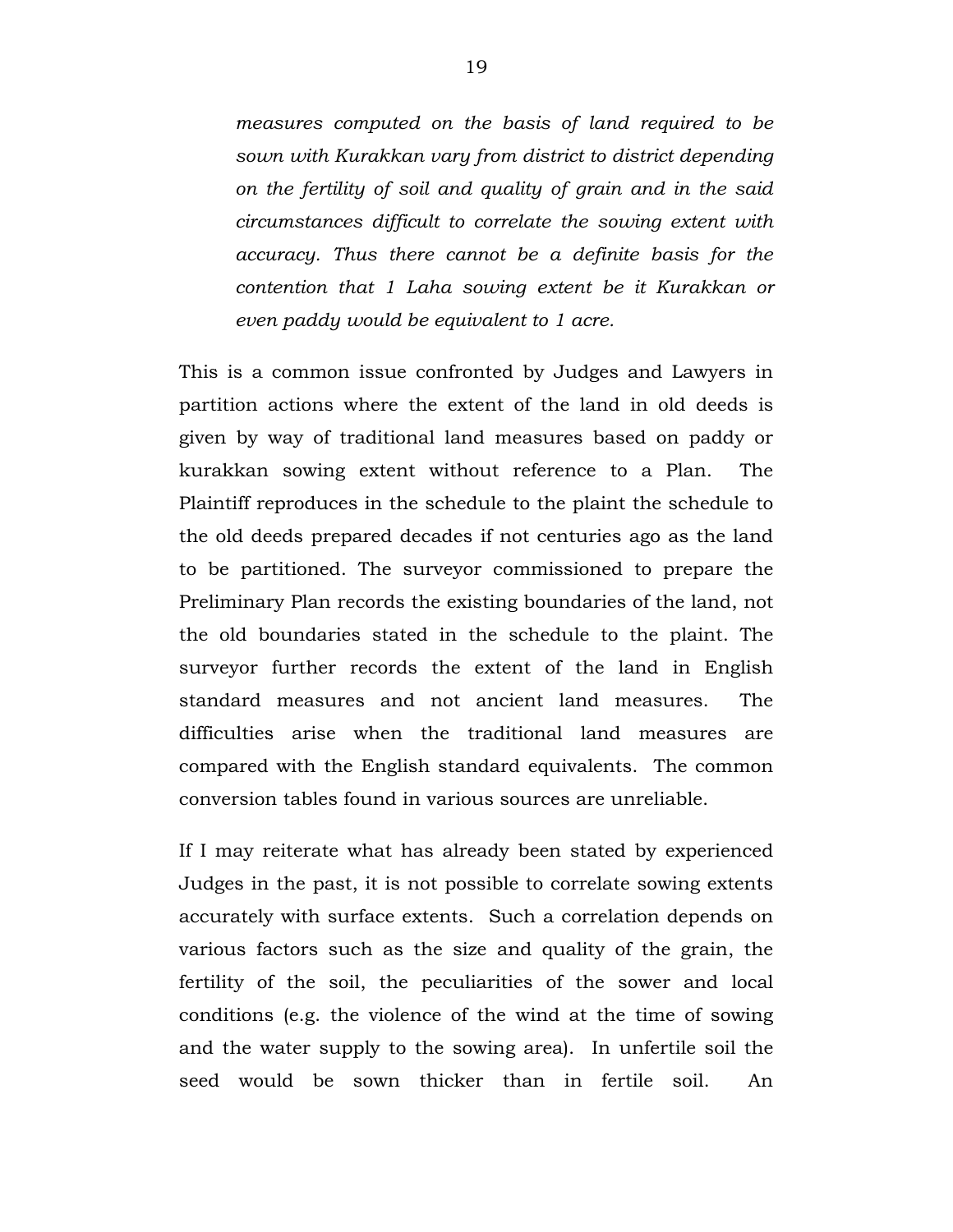*measures computed on the basis of land required to be sown with Kurakkan vary from district to district depending on the fertility of soil and quality of grain and in the said circumstances difficult to correlate the sowing extent with accuracy. Thus there cannot be a definite basis for the contention that 1 Laha sowing extent be it Kurakkan or even paddy would be equivalent to 1 acre.*

This is a common issue confronted by Judges and Lawyers in partition actions where the extent of the land in old deeds is given by way of traditional land measures based on paddy or kurakkan sowing extent without reference to a Plan. The Plaintiff reproduces in the schedule to the plaint the schedule to the old deeds prepared decades if not centuries ago as the land to be partitioned. The surveyor commissioned to prepare the Preliminary Plan records the existing boundaries of the land, not the old boundaries stated in the schedule to the plaint. The surveyor further records the extent of the land in English standard measures and not ancient land measures. The difficulties arise when the traditional land measures are compared with the English standard equivalents. The common conversion tables found in various sources are unreliable.

If I may reiterate what has already been stated by experienced Judges in the past, it is not possible to correlate sowing extents accurately with surface extents. Such a correlation depends on various factors such as the size and quality of the grain, the fertility of the soil, the peculiarities of the sower and local conditions (e.g. the violence of the wind at the time of sowing and the water supply to the sowing area). In unfertile soil the seed would be sown thicker than in fertile soil. An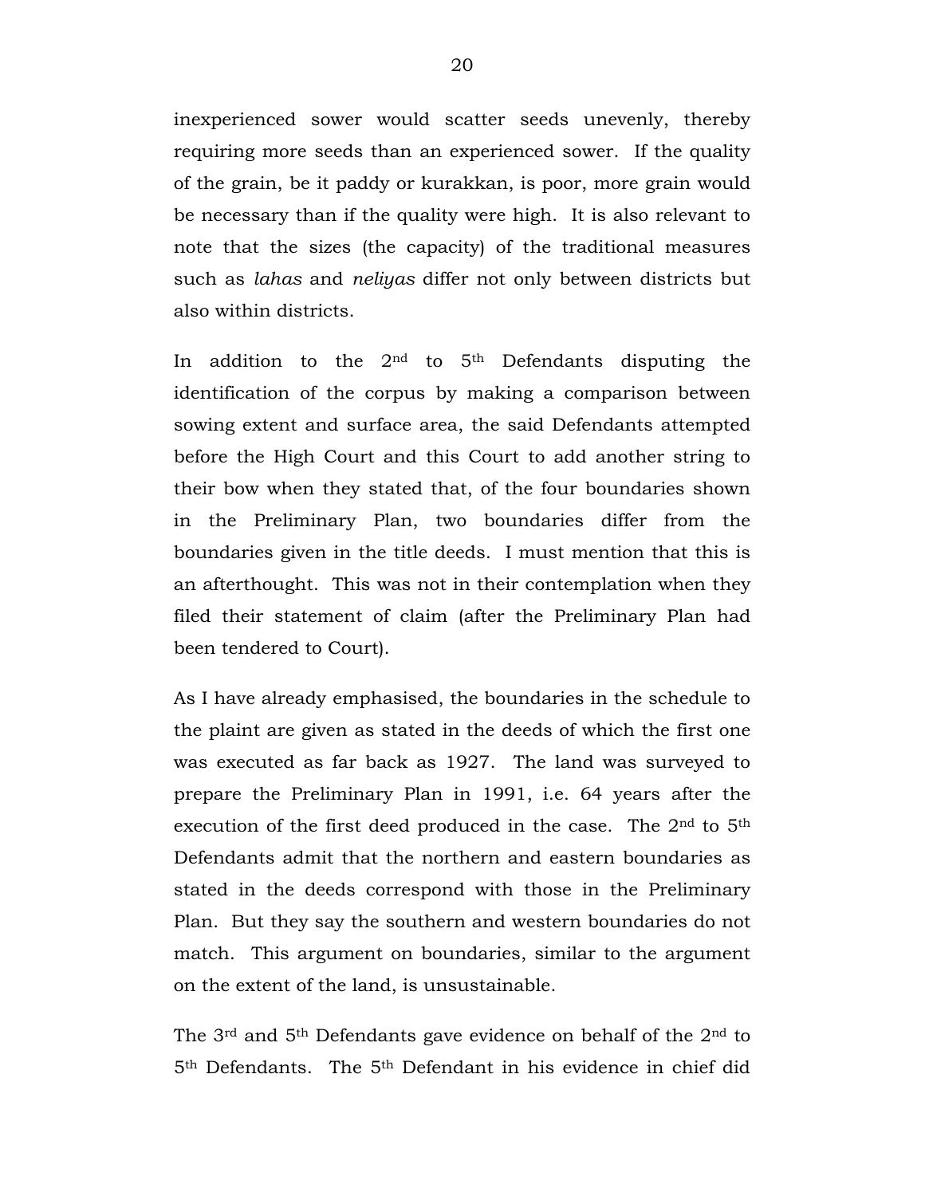inexperienced sower would scatter seeds unevenly, thereby requiring more seeds than an experienced sower. If the quality of the grain, be it paddy or kurakkan, is poor, more grain would be necessary than if the quality were high. It is also relevant to note that the sizes (the capacity) of the traditional measures such as *lahas* and *neliyas* differ not only between districts but also within districts.

In addition to the 2nd to 5th Defendants disputing the identification of the corpus by making a comparison between sowing extent and surface area, the said Defendants attempted before the High Court and this Court to add another string to their bow when they stated that, of the four boundaries shown in the Preliminary Plan, two boundaries differ from the boundaries given in the title deeds. I must mention that this is an afterthought. This was not in their contemplation when they filed their statement of claim (after the Preliminary Plan had been tendered to Court).

As I have already emphasised, the boundaries in the schedule to the plaint are given as stated in the deeds of which the first one was executed as far back as 1927. The land was surveyed to prepare the Preliminary Plan in 1991, i.e. 64 years after the execution of the first deed produced in the case. The 2nd to 5th Defendants admit that the northern and eastern boundaries as stated in the deeds correspond with those in the Preliminary Plan. But they say the southern and western boundaries do not match. This argument on boundaries, similar to the argument on the extent of the land, is unsustainable.

The 3rd and 5th Defendants gave evidence on behalf of the 2nd to 5th Defendants. The 5th Defendant in his evidence in chief did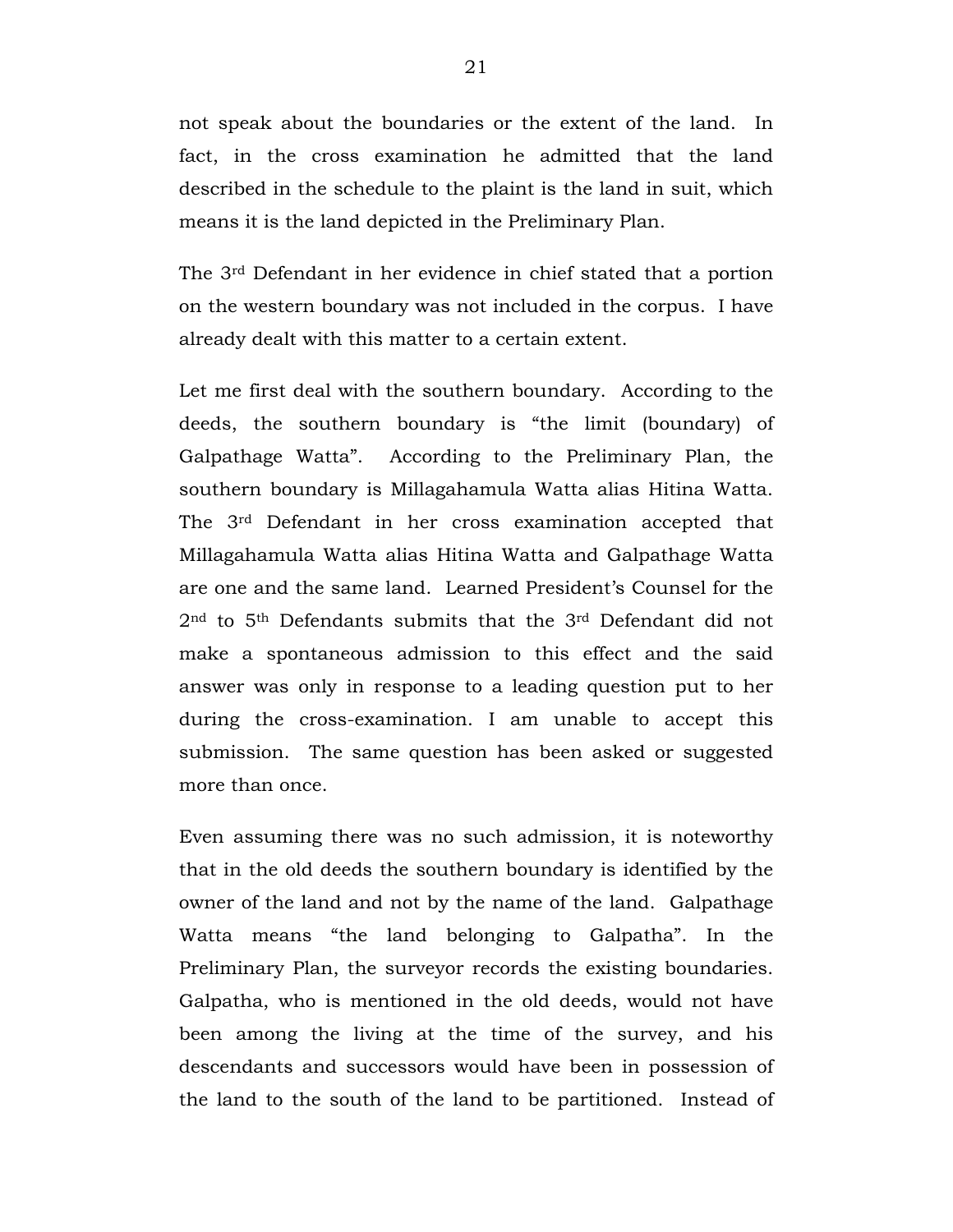not speak about the boundaries or the extent of the land. In fact, in the cross examination he admitted that the land described in the schedule to the plaint is the land in suit, which means it is the land depicted in the Preliminary Plan.

The 3rd Defendant in her evidence in chief stated that a portion on the western boundary was not included in the corpus. I have already dealt with this matter to a certain extent.

Let me first deal with the southern boundary. According to the deeds, the southern boundary is "the limit (boundary) of Galpathage Watta". According to the Preliminary Plan, the southern boundary is Millagahamula Watta alias Hitina Watta. The 3rd Defendant in her cross examination accepted that Millagahamula Watta alias Hitina Watta and Galpathage Watta are one and the same land. Learned President's Counsel for the 2nd to 5th Defendants submits that the 3rd Defendant did not make a spontaneous admission to this effect and the said answer was only in response to a leading question put to her during the cross-examination. I am unable to accept this submission. The same question has been asked or suggested more than once.

Even assuming there was no such admission, it is noteworthy that in the old deeds the southern boundary is identified by the owner of the land and not by the name of the land. Galpathage Watta means "the land belonging to Galpatha". In the Preliminary Plan, the surveyor records the existing boundaries. Galpatha, who is mentioned in the old deeds, would not have been among the living at the time of the survey, and his descendants and successors would have been in possession of the land to the south of the land to be partitioned. Instead of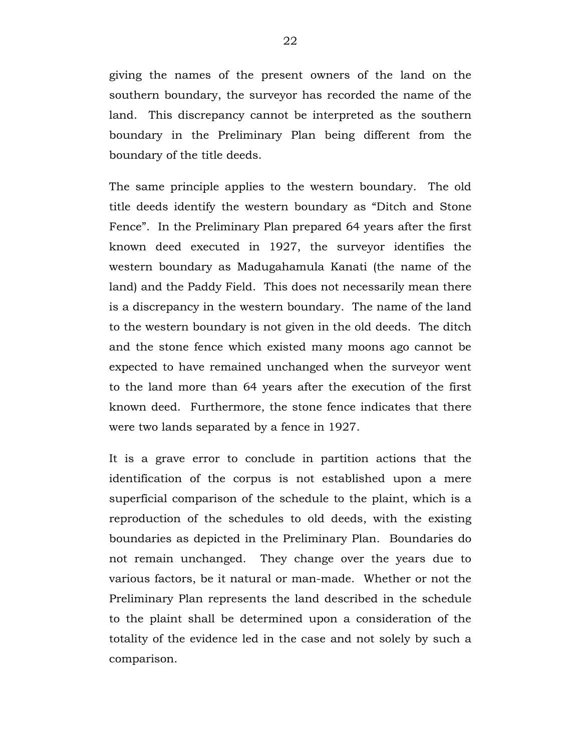giving the names of the present owners of the land on the southern boundary, the surveyor has recorded the name of the land. This discrepancy cannot be interpreted as the southern boundary in the Preliminary Plan being different from the boundary of the title deeds.

The same principle applies to the western boundary. The old title deeds identify the western boundary as "Ditch and Stone Fence". In the Preliminary Plan prepared 64 years after the first known deed executed in 1927, the surveyor identifies the western boundary as Madugahamula Kanati (the name of the land) and the Paddy Field. This does not necessarily mean there is a discrepancy in the western boundary. The name of the land to the western boundary is not given in the old deeds. The ditch and the stone fence which existed many moons ago cannot be expected to have remained unchanged when the surveyor went to the land more than 64 years after the execution of the first known deed. Furthermore, the stone fence indicates that there were two lands separated by a fence in 1927.

It is a grave error to conclude in partition actions that the identification of the corpus is not established upon a mere superficial comparison of the schedule to the plaint, which is a reproduction of the schedules to old deeds, with the existing boundaries as depicted in the Preliminary Plan. Boundaries do not remain unchanged. They change over the years due to various factors, be it natural or man-made. Whether or not the Preliminary Plan represents the land described in the schedule to the plaint shall be determined upon a consideration of the totality of the evidence led in the case and not solely by such a comparison.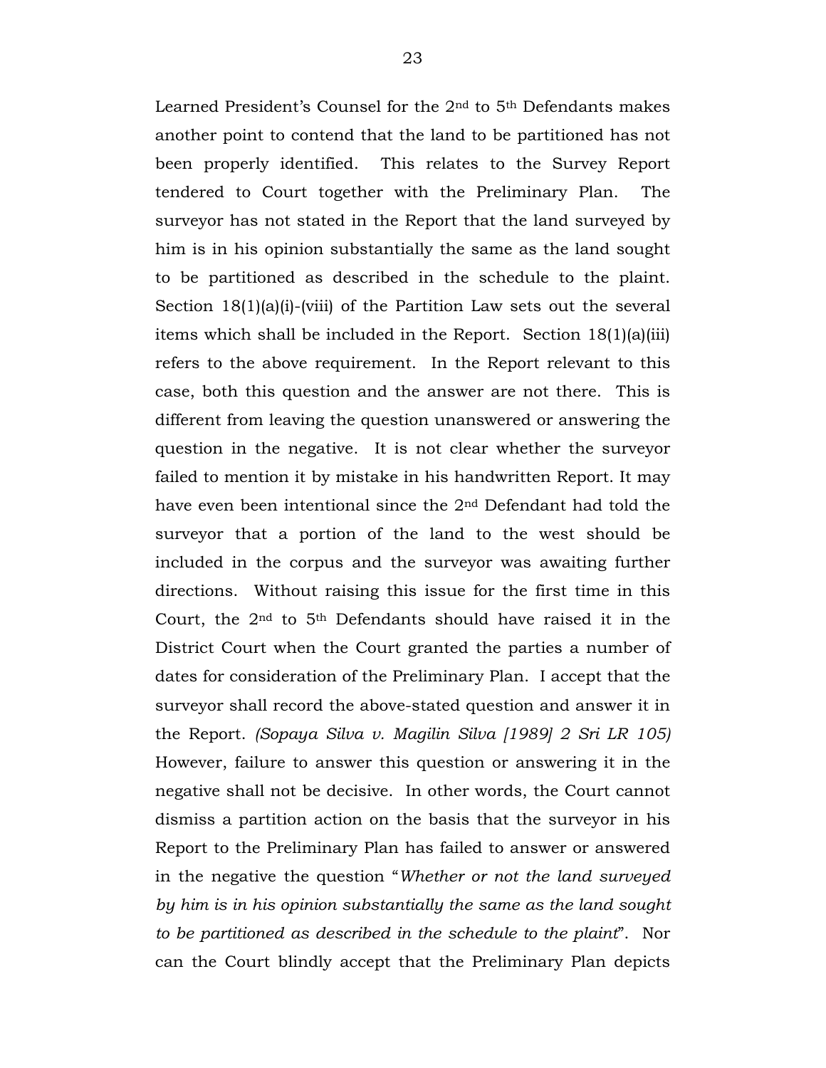Learned President's Counsel for the 2nd to 5th Defendants makes another point to contend that the land to be partitioned has not been properly identified. This relates to the Survey Report tendered to Court together with the Preliminary Plan. The surveyor has not stated in the Report that the land surveyed by him is in his opinion substantially the same as the land sought to be partitioned as described in the schedule to the plaint. Section 18(1)(a)(i)-(viii) of the Partition Law sets out the several items which shall be included in the Report. Section 18(1)(a)(iii) refers to the above requirement. In the Report relevant to this case, both this question and the answer are not there. This is different from leaving the question unanswered or answering the question in the negative. It is not clear whether the surveyor failed to mention it by mistake in his handwritten Report. It may have even been intentional since the 2nd Defendant had told the surveyor that a portion of the land to the west should be included in the corpus and the surveyor was awaiting further directions. Without raising this issue for the first time in this Court, the 2nd to 5th Defendants should have raised it in the District Court when the Court granted the parties a number of dates for consideration of the Preliminary Plan. I accept that the surveyor shall record the above-stated question and answer it in the Report. *(Sopaya Silva v. Magilin Silva [1989] 2 Sri LR 105)* However, failure to answer this question or answering it in the negative shall not be decisive. In other words, the Court cannot dismiss a partition action on the basis that the surveyor in his Report to the Preliminary Plan has failed to answer or answered in the negative the question "*Whether or not the land surveyed by him is in his opinion substantially the same as the land sought to be partitioned as described in the schedule to the plaint*". Nor can the Court blindly accept that the Preliminary Plan depicts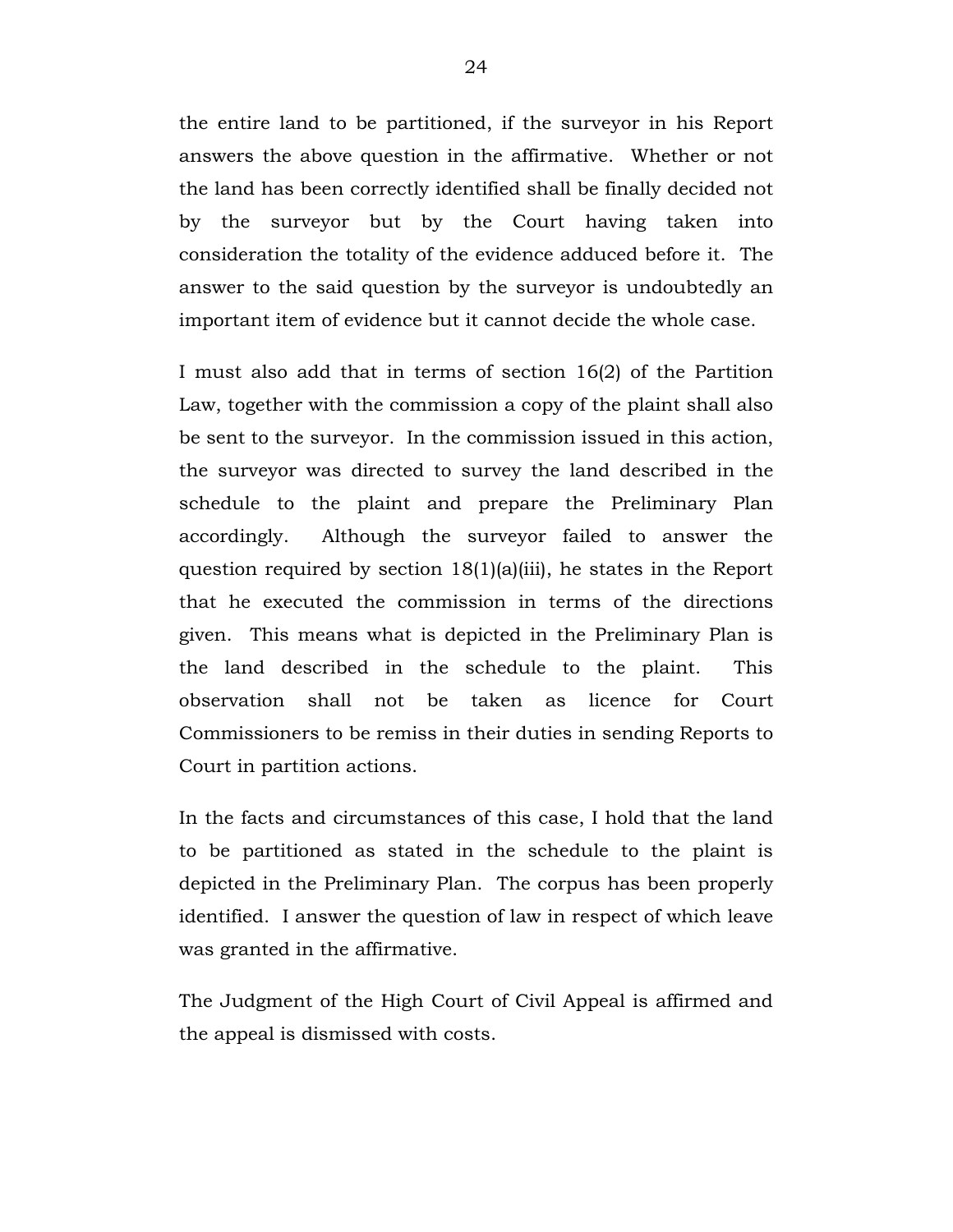the entire land to be partitioned, if the surveyor in his Report answers the above question in the affirmative. Whether or not the land has been correctly identified shall be finally decided not by the surveyor but by the Court having taken into consideration the totality of the evidence adduced before it. The answer to the said question by the surveyor is undoubtedly an important item of evidence but it cannot decide the whole case.

I must also add that in terms of section 16(2) of the Partition Law, together with the commission a copy of the plaint shall also be sent to the surveyor. In the commission issued in this action, the surveyor was directed to survey the land described in the schedule to the plaint and prepare the Preliminary Plan accordingly. Although the surveyor failed to answer the question required by section 18(1)(a)(iii), he states in the Report that he executed the commission in terms of the directions given. This means what is depicted in the Preliminary Plan is the land described in the schedule to the plaint. This observation shall not be taken as licence for Court Commissioners to be remiss in their duties in sending Reports to Court in partition actions.

In the facts and circumstances of this case, I hold that the land to be partitioned as stated in the schedule to the plaint is depicted in the Preliminary Plan. The corpus has been properly identified. I answer the question of law in respect of which leave was granted in the affirmative.

The Judgment of the High Court of Civil Appeal is affirmed and the appeal is dismissed with costs.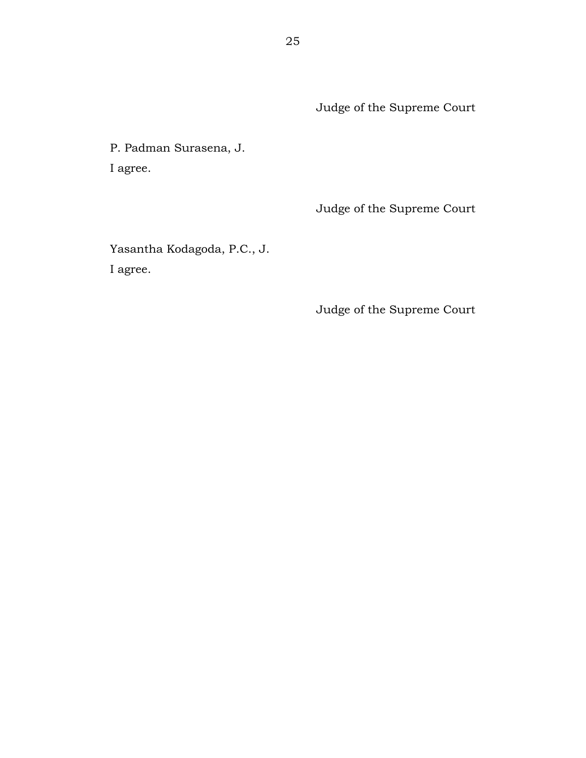Judge of the Supreme Court

P. Padman Surasena, J.

I agree.

Judge of the Supreme Court

Yasantha Kodagoda, P.C., J.

I agree.

Judge of the Supreme Court